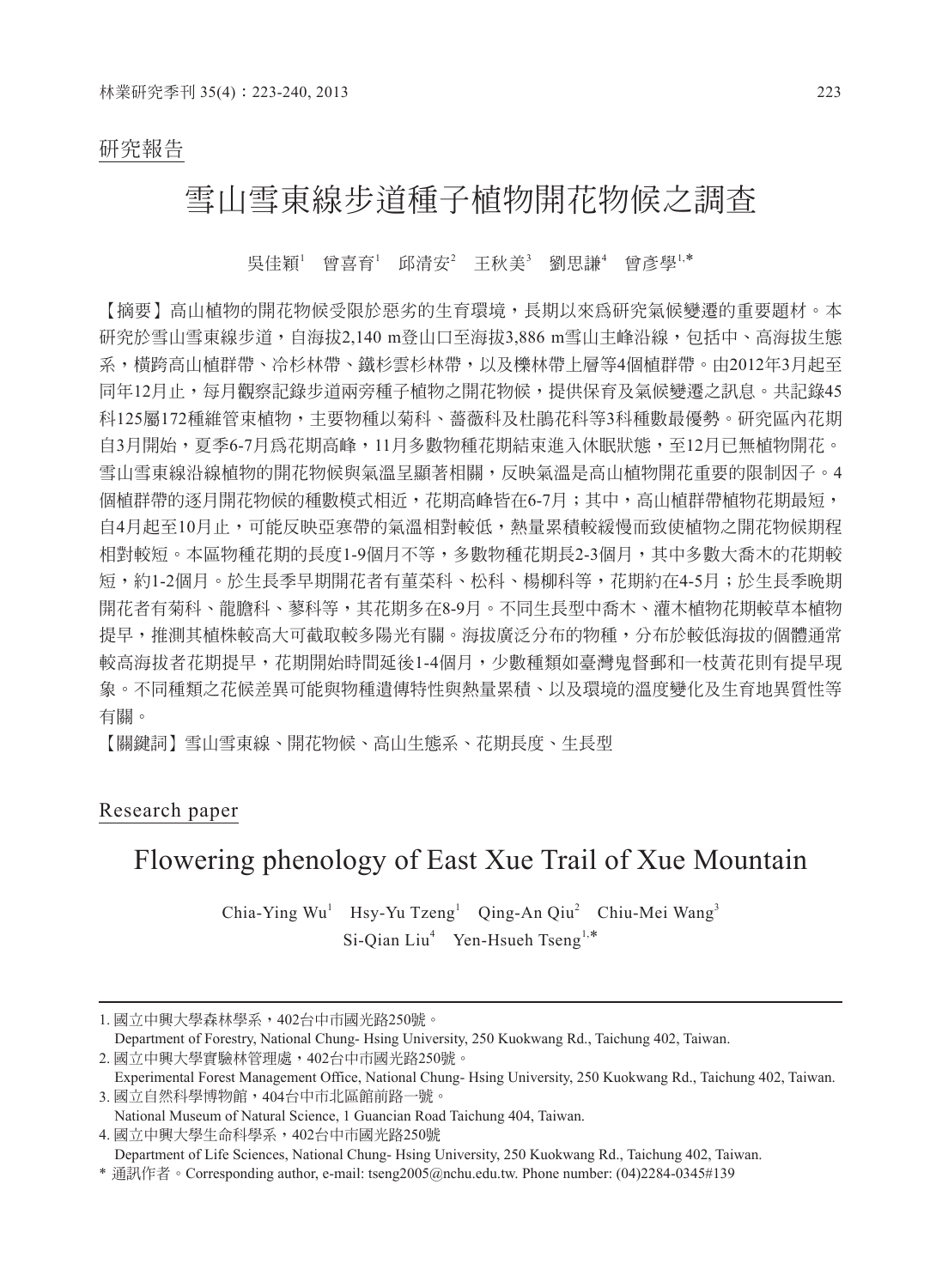研究報告

# 雪山雪東線步道種子植物開花物候之調查

吳佳穎[1]　曾喜育[1]　邱清安[2]　王秋美[3]　劉思謙[4]　曾彥學[1,*]

【摘要】高山植物的開花物候受限於惡劣的生育環境，長期以來為研究氣候變遷的重要題材。本研究於雪山雪東線步道，自海拔2,140 m登山口至海拔3,886 m雪山主峰沿線，包括中、高海拔生態系，橫跨高山植群帶、冷杉林帶、鐵杉雲杉林帶，以及櫟林帶上層等4個植群帶。由2012年3月起至同年12月止，每月觀察記錄步道兩旁種子植物之開花物候，提供保育及氣候變遷之訊息。共記錄45科125屬172種維管束植物，主要物種以菊科、薔薇科及杜鵑花科等3科種數最優勢。研究區內花期自3月開始，夏季6-7月為花期高峰，11月多數物種花期結束進入休眠狀態，至12月已無植物開花。雪山雪東線沿線植物的開花物候與氣溫呈顯著相關，反映氣溫是高山植物開花重要的限制因子。4個植群帶的逐月開花物候的種數模式相近，花期高峰皆在6-7月；其中，高山植群帶植物花期最短，自4月起至10月止，可能反映亞寒帶的氣溫相對較低，熱量累積較緩慢而致使植物之開花物候期程相對較短。本區物種花期的長度1-9個月不等，多數物種花期長2-3個月，其中多數大喬木的花期較短，約1-2個月。於生長季早期開花者有堇菜科、松科、楊柳科等，花期約在4-5月；於生長季晚期開花者有菊科、龍膽科、蓼科等，其花期多在8-9月。不同生長型中喬木、灌木植物花期較草本植物提早，推測其植株較高大可截取較多陽光有關。海拔廣泛分布的物種，分布於較低海拔的個體通常較高海拔者花期提早，花期開始時間延後1-4個月，少數種類如臺灣鬼督郵和一枝黃花則有提早現象。不同種類之花候差異可能與物種遺傳特性與熱量累積、以及環境的溫度變化及生育地異質性等有關。

【關鍵詞】雪山雪東線、開花物候、高山生態系、花期長度、生長型

Research paper

# Flowering phenology of East Xue Trail of Xue Mountain

Chia-Ying Wu[1]　Hsy-Yu Tzeng[1]　Qing-An Qiu[2]　Chiu-Mei Wang[3]　Si-Qian Liu[4]　Yen-Hsueh Tseng[1,*]

1. 國立中興大學森林學系，402台中市國光路250號。
Department of Forestry, National Chung- Hsing University, 250 Kuokwang Rd., Taichung 402, Taiwan.
2. 國立中興大學實驗林管理處，402台中市國光路250號。
Experimental Forest Management Office, National Chung- Hsing University, 250 Kuokwang Rd., Taichung 402, Taiwan.
3. 國立自然科學博物館，404台中市北區館前路一號。
National Museum of Natural Science, 1 Guancian Road Taichung 404, Taiwan.
4. 國立中興大學生命科學系，402台中市國光路250號
Department of Life Sciences, National Chung- Hsing University, 250 Kuokwang Rd., Taichung 402, Taiwan.
\* 通訊作者。Corresponding author, e-mail: tseng2005@nchu.edu.tw. Phone number: (04)2284-0345#139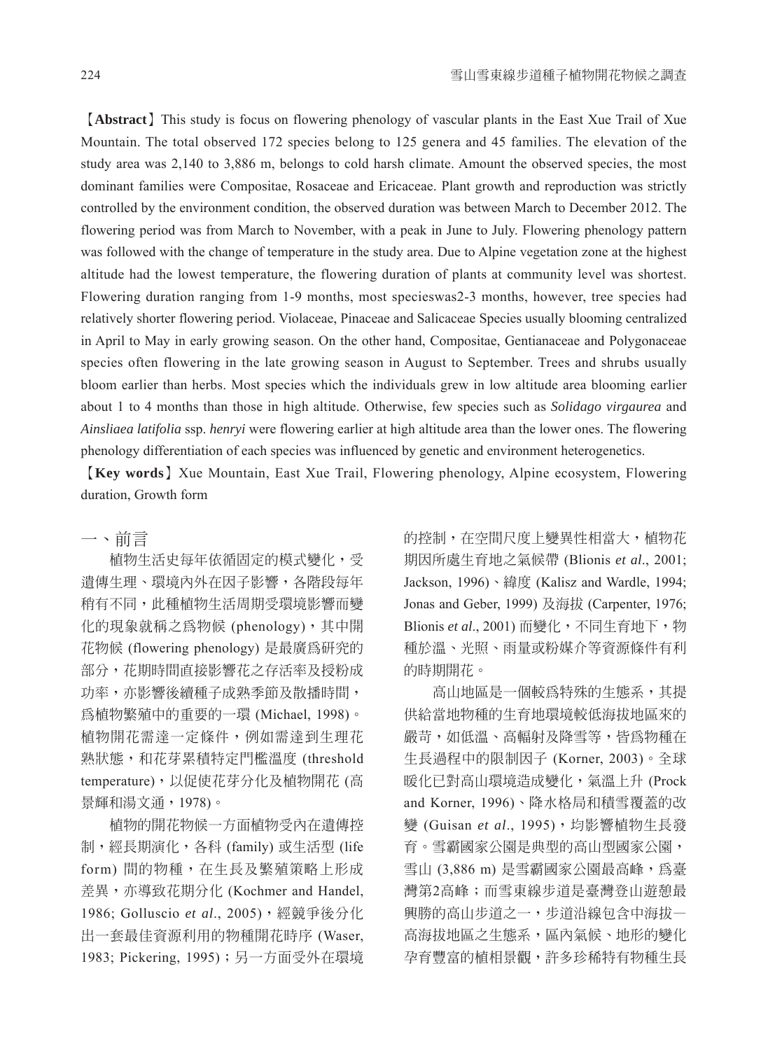【**Abstract**】This study is focus on flowering phenology of vascular plants in the East Xue Trail of Xue Mountain. The total observed 172 species belong to 125 genera and 45 families. The elevation of the study area was 2,140 to 3,886 m, belongs to cold harsh climate. Amount the observed species, the most dominant families were Compositae, Rosaceae and Ericaceae. Plant growth and reproduction was strictly controlled by the environment condition, the observed duration was between March to December 2012. The flowering period was from March to November, with a peak in June to July. Flowering phenology pattern was followed with the change of temperature in the study area. Due to Alpine vegetation zone at the highest altitude had the lowest temperature, the flowering duration of plants at community level was shortest. Flowering duration ranging from 1-9 months, most specieswas2-3 months, however, tree species had relatively shorter flowering period. Violaceae, Pinaceae and Salicaceae Species usually blooming centralized in April to May in early growing season. On the other hand, Compositae, Gentianaceae and Polygonaceae species often flowering in the late growing season in August to September. Trees and shrubs usually bloom earlier than herbs. Most species which the individuals grew in low altitude area blooming earlier about 1 to 4 months than those in high altitude. Otherwise, few species such as *Solidago virgaurea* and *Ainsliaea latifolia* ssp. *henryi* were flowering earlier at high altitude area than the lower ones. The flowering phenology differentiation of each species was influenced by genetic and environment heterogenetics.

【**Key words**】Xue Mountain, East Xue Trail, Flowering phenology, Alpine ecosystem, Flowering duration, Growth form

## 一、前言

植物生活史每年依循固定的模式變化，受遺傳生理、環境內外在因子影響，各階段每年稍有不同，此種植物生活周期受環境影響而變化的現象就稱之爲物候 (phenology)，其中開花物候 (flowering phenology) 是最廣爲研究的部分，花期時間直接影響花之存活率及授粉成功率，亦影響後續種子成熟季節及散播時間，爲植物繁殖中的重要的一環 (Michael, 1998)。植物開花需達一定條件，例如需達到生理花熟狀態，和花芽累積特定門檻溫度 (threshold temperature)，以促使花芽分化及植物開花 (高景輝和湯文通，1978)。

植物的開花物候一方面植物受內在遺傳控制，經長期演化，各科 (family) 或生活型 (life form) 間的物種，在生長及繁殖策略上形成差異，亦導致花期分化 (Kochmer and Handel, 1986; Golluscio *et al*., 2005)，經競爭後分化出一套最佳資源利用的物種開花時序 (Waser, 1983; Pickering, 1995)；另一方面受外在環境的控制，在空間尺度上變異性相當大，植物花期因所處生育地之氣候帶 (Blionis *et al*., 2001; Jackson, 1996)、緯度 (Kalisz and Wardle, 1994; Jonas and Geber, 1999) 及海拔 (Carpenter, 1976; Blionis *et al*., 2001) 而變化，不同生育地下，物種於溫、光照、雨量或粉媒介等資源條件有利的時期開花。

高山地區是一個較爲特殊的生態系，其提供給當地物種的生育地環境較低海拔地區來的嚴苛，如低溫、高輻射及降雪等，皆爲物種在生長過程中的限制因子 (Korner, 2003)。全球暖化已對高山環境造成變化，氣溫上升 (Prock and Korner, 1996)、降水格局和積雪覆蓋的改變 (Guisan *et al*., 1995)，均影響植物生長發育。雪霸國家公園是典型的高山型國家公園，雪山 (3,886 m) 是雪霸國家公園最高峰，爲臺灣第2高峰；而雪東線步道是臺灣登山遊憩最興勝的高山步道之一，步道沿線包含中海拔—高海拔地區之生態系，區內氣候、地形的變化孕育豐富的植相景觀，許多珍稀特有物種生長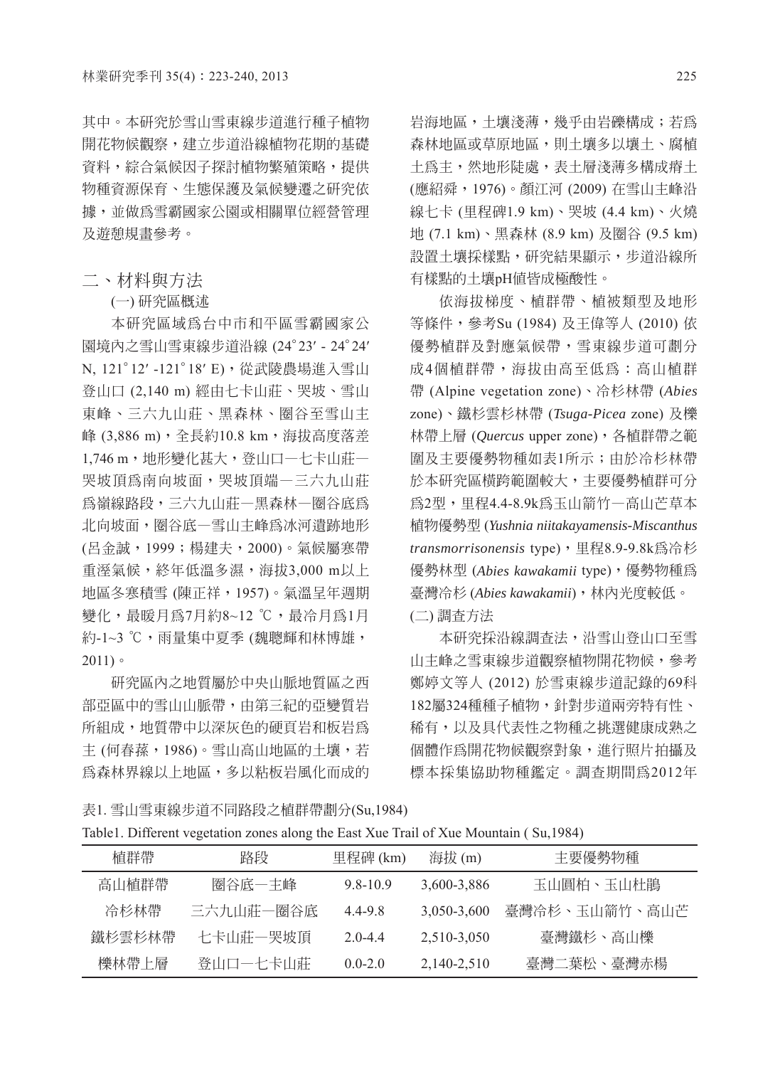其中。本研究於雪山雪東線步道進行種子植物開花物候觀察，建立步道沿線植物花期的基礎資料，綜合氣候因子探討植物繁殖策略，提供物種資源保育、生態保護及氣候變遷之研究依據，並做爲雪霸國家公園或相關單位經營管理及遊憩規畫參考。

## 二、材料與方法

### (一) 研究區概述

本研究區域爲台中市和平區雪霸國家公園境內之雪山雪東線步道沿線 (24˚23′ - 24˚24′ N, 121˚12′ -121˚18′ E)，從武陵農場進入雪山登山口 (2,140 m) 經由七卡山莊、哭坡、雪山東峰、三六九山莊、黑森林、圈谷至雪山主峰 (3,886 m)，全長約10.8 km，海拔高度落差1,746 m，地形變化甚大，登山口－七卡山莊－哭坡頂爲南向坡面，哭坡頂端－三六九山莊爲嶺線路段，三六九山莊－黑森林－圈谷底爲北向坡面，圈谷底－雪山主峰爲冰河遺跡地形 (呂金誠，1999；楊建夫，2000)。氣候屬寒帶重溼氣候，終年低溫多濕，海拔3,000 m以上地區冬季積雪 (陳正祥，1957)。氣溫呈年週期變化，最暖月爲7月約8~12 ℃，最冷月爲1月約-1~3 ℃，雨量集中夏季 (魏聰輝和林博雄，2011)。

研究區內之地質屬於中央山脈地質區之西部亞區中的雪山山脈帶，由第三紀的亞變質岩所組成，地質帶中以深灰色的硬頁岩和板岩爲主 (何春蓀，1986)。雪山高山地區的土壤，若爲森林界線以上地區，多以粘板岩風化而成的岩海地區，土壤淺薄，幾乎由岩礫構成；若爲森林地區或草原地區，則土壤多以壤土、腐植土爲主，然地形陡處，表土層淺薄多構成瘠土 (應紹舜，1976)。顏江河 (2009) 在雪山主峰沿線七卡 (里程碑1.9 km)、哭坡 (4.4 km)、火燒地 (7.1 km)、黑森林 (8.9 km) 及圈谷 (9.5 km) 設置土壤採樣點，研究結果顯示，步道沿線所有樣點的土壤pH值皆成極酸性。

依海拔梯度、植群帶、植被類型及地形等條件，參考Su (1984) 及王偉等人 (2010) 依優勢植群及對應氣候帶，雪東線步道可劃分成4個植群帶，海拔由高至低爲：高山植群帶 (Alpine vegetation zone)、冷杉林帶 (*Abies* zone)、鐵杉雲杉林帶 (*Tsuga-Picea* zone) 及櫟林帶上層 (*Quercus* upper zone)，各植群帶之範圍及主要優勢物種如表1所示；由於冷杉林帶於本研究區橫跨範圍較大，主要優勢植群可分爲2型，里程4.4-8.9k爲玉山箭竹－高山芒草本植物優勢型 (*Yushnia niitakayamensis-Miscanthus transmorrisonensis* type)，里程8.9-9.8k爲冷杉優勢林型 (*Abies kawakamii* type)，優勢物種爲臺灣冷杉 (*Abies kawakamii*)，林內光度較低。

### (二) 調查方法

本研究採沿線調查法，沿雪山登山口至雪山主峰之雪東線步道觀察植物開花物候，參考鄭婷文等人 (2012) 於雪東線步道記錄的69科182屬324種種子植物，針對步道兩旁特有性、稀有，以及具代表性之物種之挑選健康成熟之個體作爲開花物候觀察對象，進行照片拍攝及標本採集協助物種鑑定。調查期間爲2012年

表1. 雪山雪東線步道不同路段之植群帶劃分(Su,1984)

Table1. Different vegetation zones along the East Xue Trail of Xue Mountain ( Su,1984)

| 植群帶 | 路段 | 里程碑 (km) | 海拔 (m) | 主要優勢物種 |
|---|---|---|---|---|
| 高山植群帶 | 圈谷底－主峰 | 9.8-10.9 | 3,600-3,886 | 玉山圓柏、玉山杜鵑 |
| 冷杉林帶 | 三六九山莊－圈谷底 | 4.4-9.8 | 3,050-3,600 | 臺灣冷杉、玉山箭竹、高山芒 |
| 鐵杉雲杉林帶 | 七卡山莊－哭坡頂 | 2.0-4.4 | 2,510-3,050 | 臺灣鐵杉、高山櫟 |
| 櫟林帶上層 | 登山口－七卡山莊 | 0.0-2.0 | 2,140-2,510 | 臺灣二葉松、臺灣赤楊 |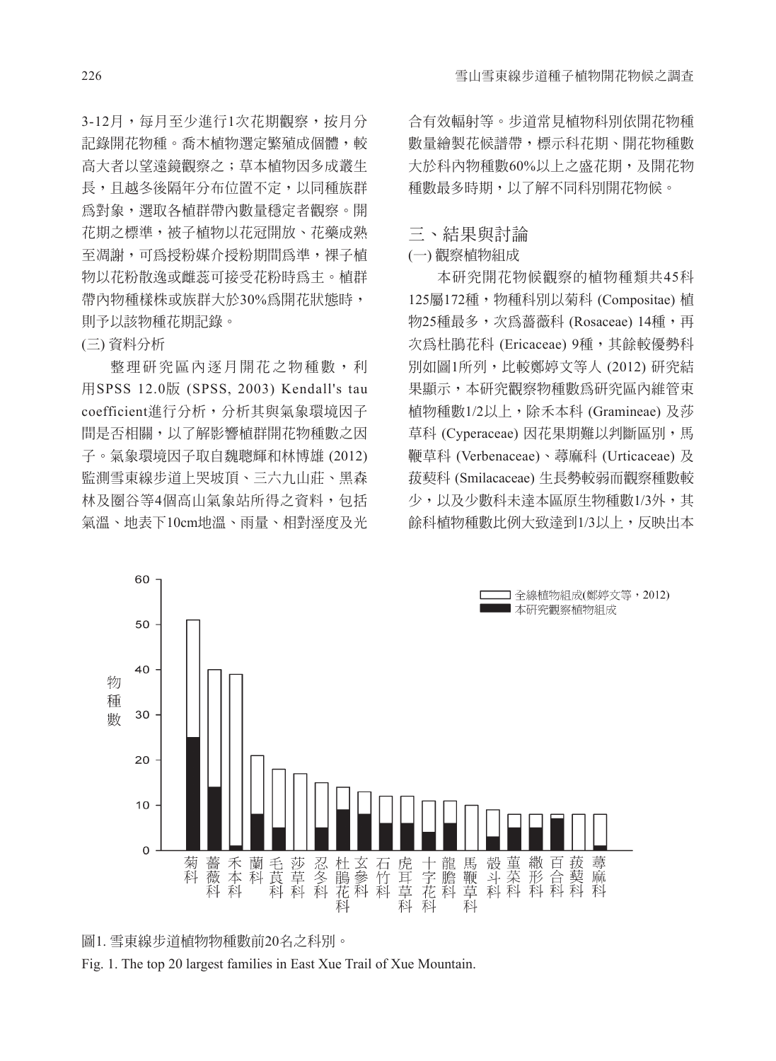3-12月，每月至少進行1次花期觀察，按月分記錄開花物種。喬木植物選定繁殖成個體，較高大者以望遠鏡觀察之；草本植物因多成叢生長，且越冬後隔年分布位置不定，以同種族群爲對象，選取各植群帶內數量穩定者觀察。開花期之標準，被子植物以花冠開放、花藥成熟至凋謝，可爲授粉媒介授粉期間爲準，裸子植物以花粉散逸或雌蕊可接受花粉時爲主。植群帶內物種樣株或族群大於30%爲開花狀態時，則予以該物種花期記錄。

(三) 資料分析

整理研究區內逐月開花之物種數，利用SPSS 12.0版 (SPSS, 2003) Kendall's tau coefficient進行分析，分析其與氣象環境因子間是否相關，以了解影響植群開花物種數之因子。氣象環境因子取自魏聰輝和林博雄 (2012) 監測雪東線步道上哭坡頂、三六九山莊、黑森林及圈谷等4個高山氣象站所得之資料，包括氣溫、地表下10cm地溫、雨量、相對溼度及光合有效輻射等。步道常見植物科別依開花物種數量繪製花候譜帶，標示科花期、開花物種數大於科內物種數60%以上之盛花期，及開花物種數最多時期，以了解不同科別開花物候。

## 三、結果與討論

(一) 觀察植物組成

本研究開花物候觀察的植物種類共45科125屬172種，物種科別以菊科 (Compositae) 植物25種最多，次爲薔薇科 (Rosaceae) 14種，再次爲杜鵑花科 (Ericaceae) 9種，其餘較優勢科別如圖1所列，比較鄭婷文等人 (2012) 研究結果顯示，本研究觀察物種數爲研究區內維管束植物種數1/2以上，除禾本科 (Gramineae) 及莎草科 (Cyperaceae) 因花果期難以判斷區別，馬鞭草科 (Verbenaceae)、蕁麻科 (Urticaceae) 及菝葜科 (Smilacaceae) 生長勢較弱而觀察種數較少，以及少數科未達本區原生物種數1/3外，其餘科植物種數比例大致達到1/3以上，反映出本

圖1. 雪東線步道植物物種數前20名之科別。

Fig. 1. The top 20 largest families in East Xue Trail of Xue Mountain.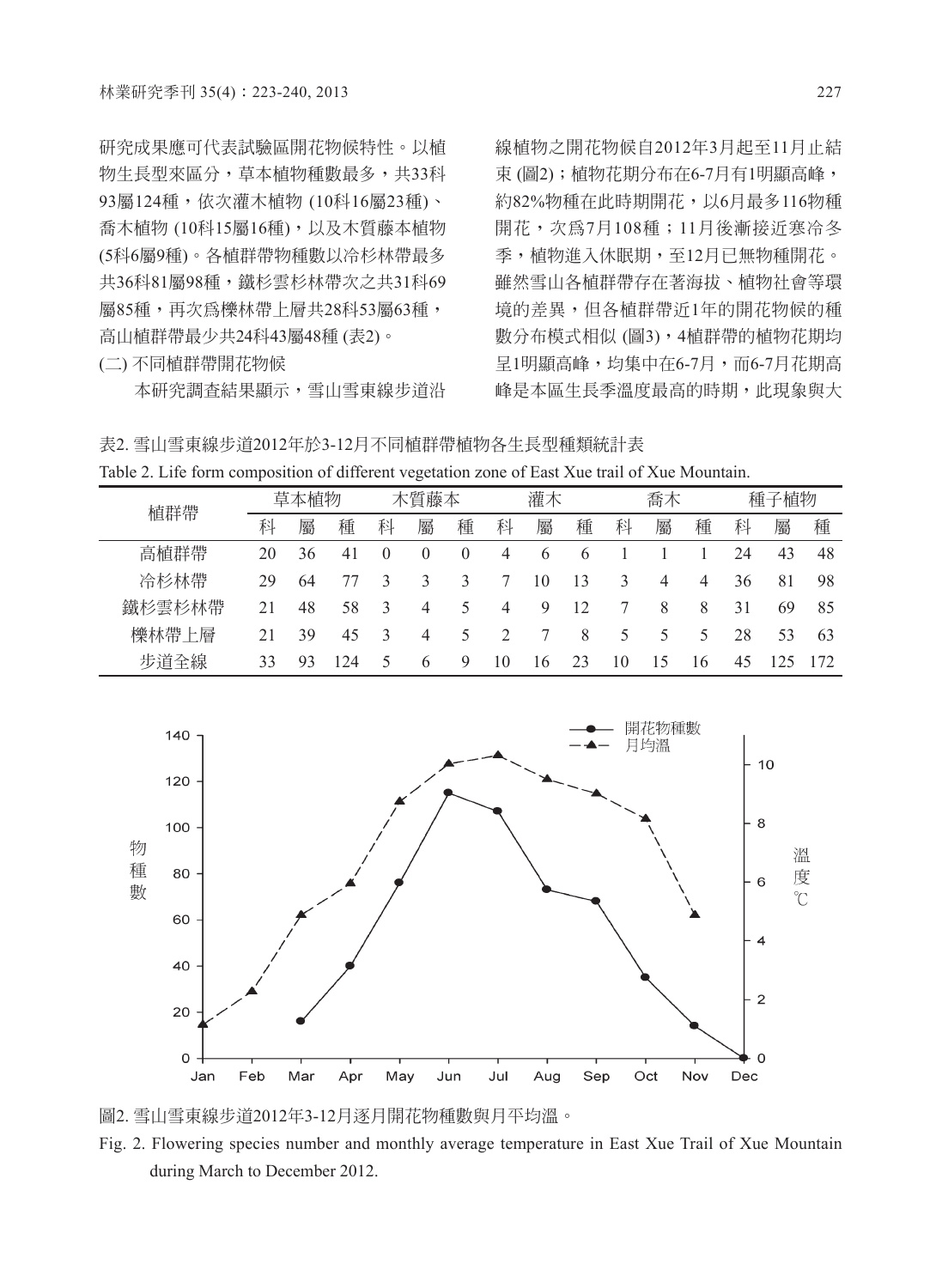研究成果應可代表試驗區開花物候特性。以植物生長型來區分，草本植物種數最多，共33科93屬124種，依次灌木植物 (10科16屬23種)、喬木植物 (10科15屬16種)，以及木質藤本植物 (5科6屬9種)。各植群帶物種數以冷杉林帶最多共36科81屬98種，鐵杉雲杉林帶次之共31科69屬85種，再次為櫟林帶上層共28科53屬63種，高山植群帶最少共24科43屬48種 (表2)。

(二) 不同植群帶開花物候

本研究調查結果顯示，雪山雪東線步道沿線植物之開花物候自2012年3月起至11月止結束 (圖2)；植物花期分布在6-7月有1明顯高峰，約82%物種在此時期開花，以6月最多116物種開花，次為7月108種；11月後漸接近寒冷冬季，植物進入休眠期，至12月已無物種開花。雖然雪山各植群帶存在著海拔、植物社會等環境的差異，但各植群帶近1年的開花物候的種數分布模式相似 (圖3)，4植群帶的植物花期均呈1明顯高峰，均集中在6-7月，而6-7月花期高峰是本區生長季溫度最高的時期，此現象與大

表2. 雪山雪東線步道2012年於3-12月不同植群帶植物各生長型種類統計表

Table 2. Life form composition of different vegetation zone of East Xue trail of Xue Mountain.

| 植群帶 | 草本植物 | | | 木質藤本 | | | 灌木 | | | 喬木 | | | 種子植物 | | |
|---|---|---|---|---|---|---|---|---|---|---|---|---|---|---|---|
| | 科 | 屬 | 種 | 科 | 屬 | 種 | 科 | 屬 | 種 | 科 | 屬 | 種 | 科 | 屬 | 種 |
| 高植群帶 | 20 | 36 | 41 | 0 | 0 | 0 | 4 | 6 | 6 | 1 | 1 | 1 | 24 | 43 | 48 |
| 冷杉林帶 | 29 | 64 | 77 | 3 | 3 | 3 | 7 | 10 | 13 | 3 | 4 | 4 | 36 | 81 | 98 |
| 鐵杉雲杉林帶 | 21 | 48 | 58 | 3 | 4 | 5 | 4 | 9 | 12 | 7 | 8 | 8 | 31 | 69 | 85 |
| 櫟林帶上層 | 21 | 39 | 45 | 3 | 4 | 5 | 2 | 7 | 8 | 5 | 5 | 5 | 28 | 53 | 63 |
| 步道全線 | 33 | 93 | 124 | 5 | 6 | 9 | 10 | 16 | 23 | 10 | 15 | 16 | 45 | 125 | 172 |

圖2. 雪山雪東線步道2012年3-12月逐月開花物種數與月平均溫。

Fig. 2. Flowering species number and monthly average temperature in East Xue Trail of Xue Mountain during March to December 2012.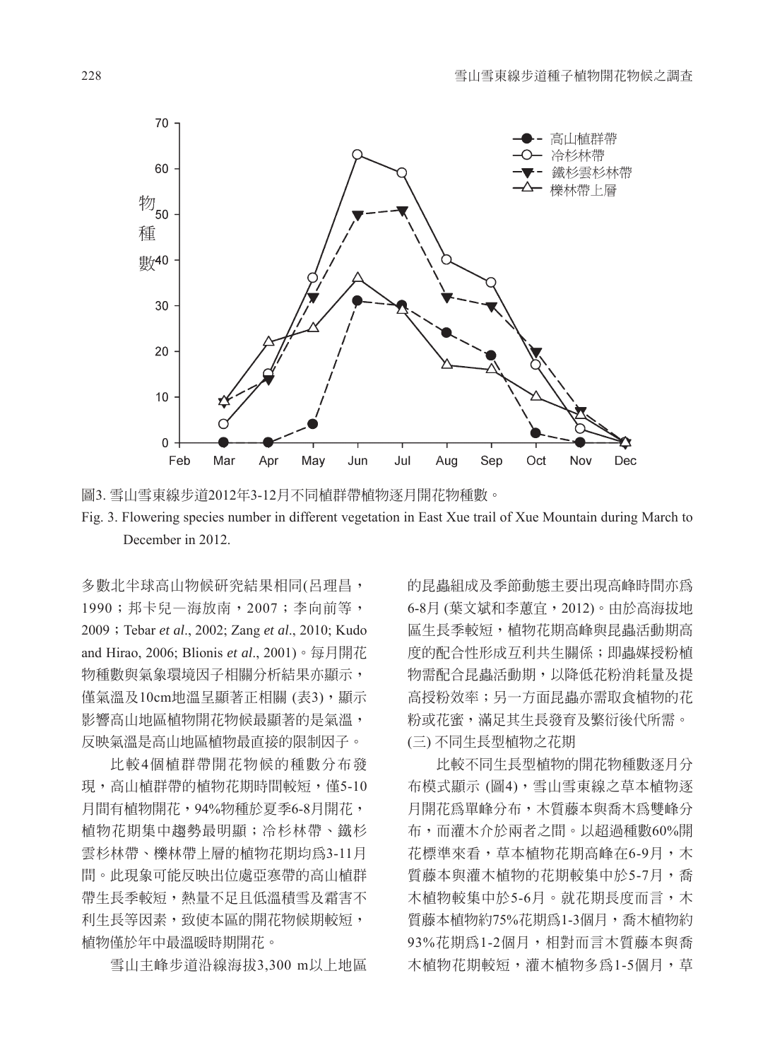圖3. 雪山雪東線步道2012年3-12月不同植群帶植物逐月開花物種數。

Fig. 3. Flowering species number in different vegetation in East Xue trail of Xue Mountain during March to December in 2012.

多數北半球高山物候研究結果相同(呂理昌，1990；邦卡兒一海放南，2007；李向前等，2009；Tebar *et al*., 2002; Zang *et al*., 2010; Kudo and Hirao, 2006; Blionis *et al*., 2001)。每月開花物種數與氣象環境因子相關分析結果亦顯示，僅氣溫及10cm地溫呈顯著正相關 (表3)，顯示影響高山地區植物開花物候最顯著的是氣溫，反映氣溫是高山地區植物最直接的限制因子。

比較4個植群帶開花物候的種數分布發現，高山植群帶的植物花期時間較短，僅5-10月間有植物開花，94%物種於夏季6-8月開花，植物花期集中趨勢最明顯；冷杉林帶、鐵杉雲杉林帶、櫟林帶上層的植物花期均爲3-11月間。此現象可能反映出位處亞寒帶的高山植群帶生長季較短，熱量不足且低溫積雪及霜害不利生長等因素，致使本區的開花物候期較短，植物僅於年中最溫暖時期開花。

雪山主峰步道沿線海拔3,300 m以上地區的昆蟲組成及季節動態主要出現高峰時間亦爲6-8月 (葉文斌和李蕙宜，2012)。由於高海拔地區生長季較短，植物花期高峰與昆蟲活動期高度的配合性形成互利共生關係；即蟲媒授粉植物需配合昆蟲活動期，以降低花粉消耗量及提高授粉效率；另一方面昆蟲亦需取食植物的花粉或花蜜，滿足其生長發育及繁衍後代所需。

(三) 不同生長型植物之花期

比較不同生長型植物的開花物種數逐月分布模式顯示 (圖4)，雪山雪東線之草本植物逐月開花爲單峰分布，木質藤本與喬木爲雙峰分布，而灌木介於兩者之間。以超過種數60%開花標準來看，草本植物花期高峰在6-9月，木質藤本與灌木植物的花期較集中於5-7月，喬木植物較集中於5-6月。就花期長度而言，木質藤本植物約75%花期爲1-3個月，喬木植物約93%花期爲1-2個月，相對而言木質藤本與喬木植物花期較短，灌木植物多爲1-5個月，草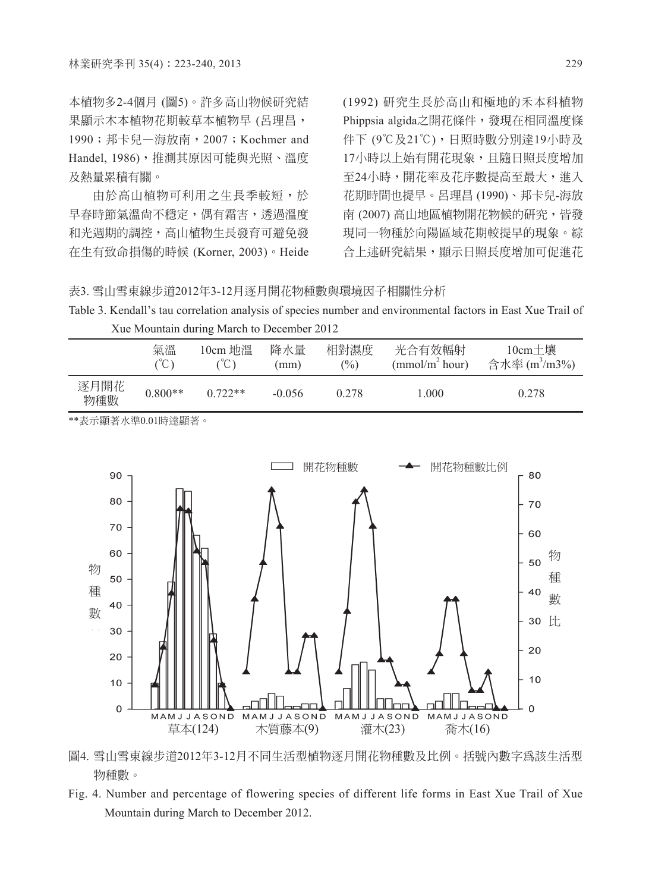本植物多2-4個月 (圖5)。許多高山物候研究結果顯示木本植物花期較草本植物早 (呂理昌，1990；邦卡兒—海放南，2007；Kochmer and Handel, 1986)，推測其原因可能與光照、溫度及熱量累積有關。

由於高山植物可利用之生長季較短，於早春時節氣溫尚不穩定，偶有霜害，透過溫度和光週期的調控，高山植物生長發育可避免發在生有致命損傷的時候 (Korner, 2003)。Heide (1992) 研究生長於高山和極地的禾本科植物 Phippsia algida之開花條件，發現在相同溫度條件下 (9℃及21℃)，日照時數分別達19小時及17小時以上始有開花現象，且隨日照長度增加至24小時，開花率及花序數提高至最大，進入花期時間也提早。呂理昌 (1990)、邦卡兒-海放南 (2007) 高山地區植物開花物候的研究，皆發現同一物種於向陽區域花期較提早的現象。綜合上述研究結果，顯示日照長度增加可促進花

表3. 雪山雪東線步道2012年3-12月逐月開花物種數與環境因子相關性分析

Table 3. Kendall's tau correlation analysis of species number and environmental factors in East Xue Trail of Xue Mountain during March to December 2012

| | 氣溫 (℃) | 10cm 地溫 (℃) | 降水量 (mm) | 相對濕度 (%) | 光合有效輻射 ($mmol/m^2$ hour) | 10cm土壤含水率 ($m^3/m3\%$) |
|---|---|---|---|---|---|---|
| 逐月開花物種數 | 0.800** | 0.722** | -0.056 | 0.278 | 1.000 | 0.278 |

**表示顯著水準0.01時達顯著。

圖4. 雪山雪東線步道2012年3-12月不同生活型植物逐月開花物種數及比例。括號內數字爲該生活型物種數。

Fig. 4. Number and percentage of flowering species of different life forms in East Xue Trail of Xue Mountain during March to December 2012.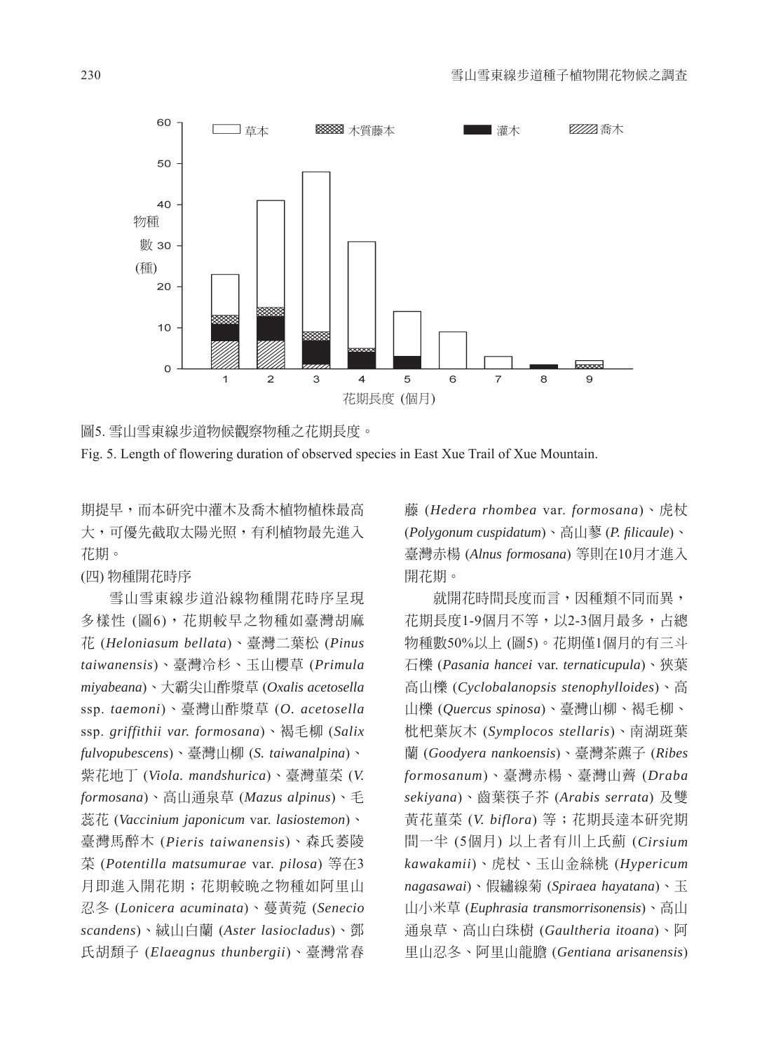圖5. 雪山雪東線步道物候觀察物種之花期長度。

Fig. 5. Length of flowering duration of observed species in East Xue Trail of Xue Mountain.

期提早，而本研究中灌木及喬木植物植株最高大，可優先截取太陽光照，有利植物最先進入花期。

(四) 物種開花時序

雪山雪東線步道沿線物種開花時序呈現多樣性 (圖6)，花期較早之物種如臺灣胡麻花 (*Heloniasum bellata*)、臺灣二葉松 (*Pinus taiwanensis*)、臺灣冷杉、玉山櫻草 (*Primula miyabeana*)、大霸尖山酢漿草 (*Oxalis acetosella* ssp. *taemoni*)、臺灣山酢漿草 (*O. acetosella* ssp. *griffithii var. formosana*)、褐毛柳 (*Salix fulvopubescens*)、臺灣山柳 (*S. taiwanalpina*)、紫花地丁 (*Viola. mandshurica*)、臺灣堇菜 (*V. formosana*)、高山通泉草 (*Mazus alpinus*)、毛蕊花 (*Vaccinium japonicum* var. *lasiostemon*)、臺灣馬醉木 (*Pieris taiwanensis*)、森氏萎陵菜 (*Potentilla matsumurae* var. *pilosa*) 等在3月即進入開花期；花期較晚之物種如阿里山忍冬 (*Lonicera acuminata*)、蔓黃菀 (*Senecio scandens*)、絨山白蘭 (*Aster lasiocladus*)、鄧氏胡頹子 (*Elaeagnus thunbergii*)、臺灣常春藤 (*Hedera rhombea* var. *formosana*)、虎杖 (*Polygonum cuspidatum*)、高山蓼 (*P. filicaule*)、臺灣赤楊 (*Alnus formosana*) 等則在10月才進入開花期。

就開花時間長度而言，因種類不同而異，花期長度1-9個月不等，以2-3個月最多，占總物種數50%以上 (圖5)。花期僅1個月的有三斗石櫟 (*Pasania hancei* var. *ternaticupula*)、狹葉高山櫟 (*Cyclobalanopsis stenophylloides*)、高山櫟 (*Quercus spinosa*)、臺灣山柳、褐毛柳、枇杷葉灰木 (*Symplocos stellaris*)、南湖斑葉蘭 (*Goodyera nankoensis*)、臺灣茶藨子 (*Ribes formosanum*)、臺灣赤楊、臺灣山薺 (*Draba sekiyana*)、齒葉筷子芥 (*Arabis serrata*) 及雙黃花堇菜 (*V. biflora*) 等；花期長達本研究期間一半 (5個月) 以上者有川上氏薊 (*Cirsium kawakamii*)、虎杖、玉山金絲桃 (*Hypericum nagasawai*)、假繡線菊 (*Spiraea hayatana*)、玉山小米草 (*Euphrasia transmorrisonensis*)、高山通泉草、高山白珠樹 (*Gaultheria itoana*)、阿里山忍冬、阿里山龍膽 (*Gentiana arisanensis*)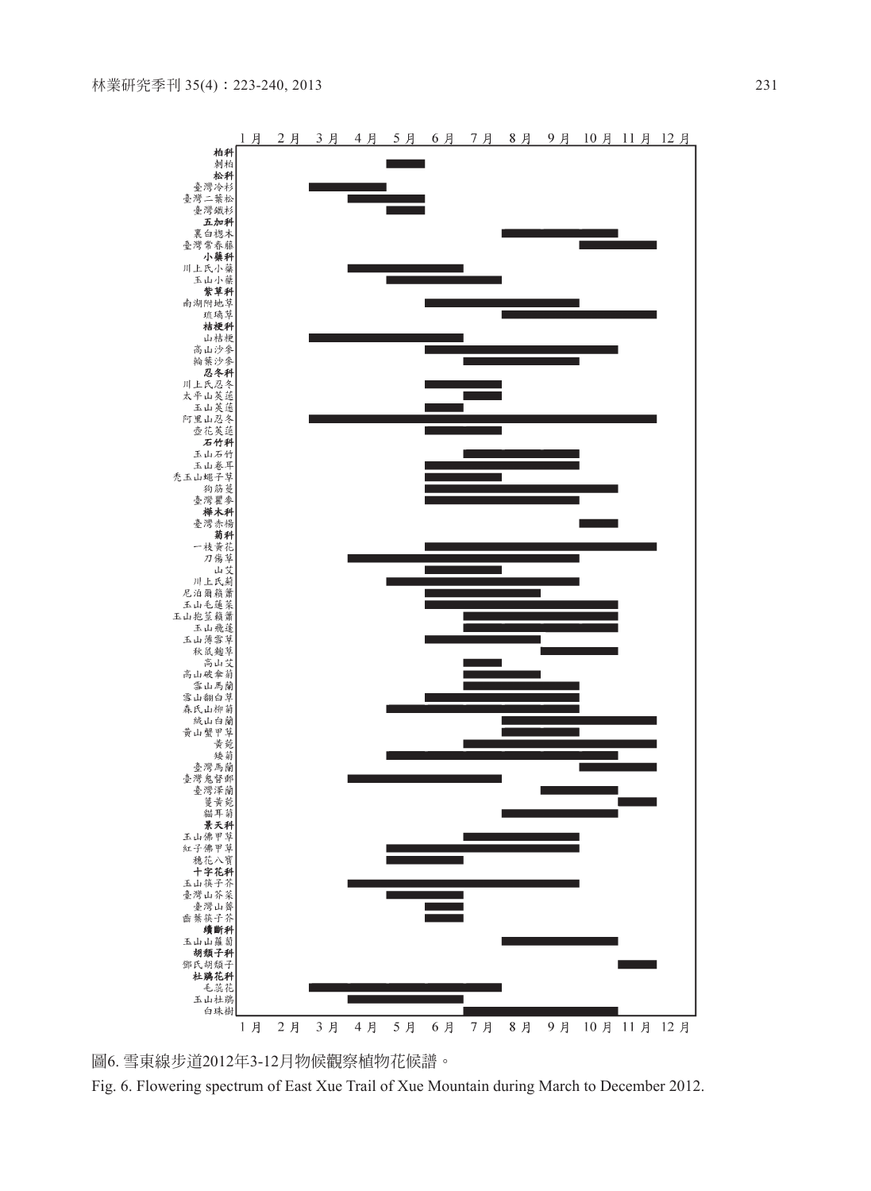| 科 | 植物 | 花期 |
| --- | --- | --- |
| 柏科 | 刺柏 | 5月 |
| 松科 | 臺灣冷杉 | 3月–4月 |
| | 臺灣二葉松 | 4月–5月 |
| | 臺灣鐵杉 | 5月 |
| 五加科 | 裏白楤木 | 8月–10月 |
| | 臺灣常春藤 | 10月–11月 |
| 小蘗科 | 川上氏小蘗 | 4月–6月 |
| | 玉山小蘗 | 5月–7月 |
| 紫草科 | 南湖附地草 | 6月–9月 |
| | 琉璃草 | 8月–11月 |
| 桔梗科 | 山桔梗 | 3月–6月 |
| | 高山沙參 | 6月–10月 |
| | 輪葉沙參 | 7月–9月 |
| 忍冬科 | 川上氏忍冬 | 6月–7月 |
| | 太平山莢蒾 | 7月 |
| | 玉山莢蒾 | 6月 |
| | 阿里山忍冬 | 3月–11月 |
| | 壺花莢蒾 | 6月–7月 |
| 石竹科 | 玉山石竹 | 7月–9月 |
| | 玉山卷耳 | 6月–9月 |
| | 禿玉山蠅子草 | 6月–7月 |
| | 狗筋蔓 | 6月–10月 |
| | 臺灣瞿麥 | 6月–9月 |
| 樺木科 | 臺灣赤楊 | 10月 |
| 菊科 | 一枝黃花 | 6月–11月 |
| | 刀傷草 | 4月–9月 |
| | 山艾 | 6月–7月 |
| | 川上氏薊 | 5月–9月 |
| | 尼泊爾籟簫 | 6月–8月 |
| | 玉山毛蓮菜 | 6月–10月 |
| | 玉山抱莖籟簫 | 7月–10月 |
| | 玉山飛蓬 | 7月–10月 |
| | 玉山薄雪草 | 6月–8月 |
| | 秋鼠麴草 | 9月–10月 |
| | 高山艾 | 7月 |
| | 高山破傘菊 | 7月–8月 |
| | 雪山馬蘭 | 7月–9月 |
| | 雪山翻白草 | 6月–9月 |
| | 森氏山柳菊 | 5月–9月 |
| | 絨山白蘭 | 8月–11月 |
| | 黃山鱉甲草 | 8月–9月 |
| | 黃菀 | 7月–11月 |
| | 矮菊 | 5月–10月 |
| | 臺灣馬蘭 | 10月–11月 |
| | 臺灣鬼督郵 | 4月–7月 |
| | 臺灣澤蘭 | 9月–10月 |
| | 蔓黃菀 | 11月 |
| | 貓耳菊 | 8月–10月 |
| 景天科 | 玉山佛甲草 | 7月–9月 |
| | 紅子佛甲草 | 5月–9月 |
| | 穗花八寶 | 5月–6月 |
| 十字花科 | 玉山筷子芥 | 4月–9月 |
| | 臺灣山芥菜 | 5月–6月 |
| | 臺灣山薺 | 6月 |
| | 齒葉筷子芥 | 6月 |
| 續斷科 | 玉山山蘿蔔 | 8月–10月 |
| 胡頹子科 | 鄧氏胡頹子 | 11月 |
| 杜鵑花科 | 毛蕊花 | 3月–7月 |
| | 玉山杜鵑 | 4月–6月 |
| | 白珠樹 | 7月–10月 |

圖6. 雪東線步道2012年3-12月物候觀察植物花候譜。

Fig. 6. Flowering spectrum of East Xue Trail of Xue Mountain during March to December 2012.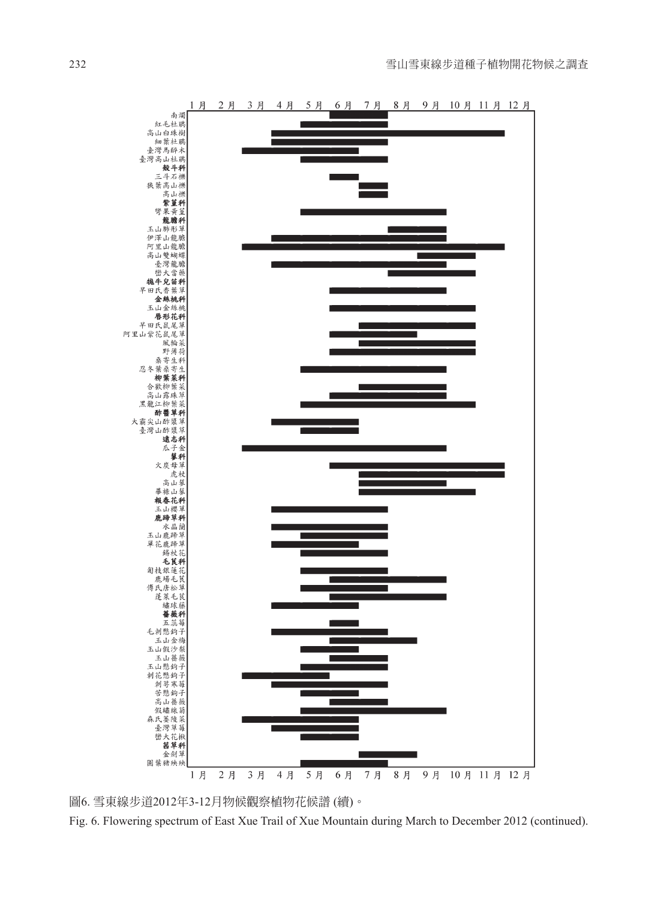| 植物 | 1月 | 2月 | 3月 | 4月 | 5月 | 6月 | 7月 | 8月 | 9月 | 10月 | 11月 | 12月 |
|---|---|---|---|---|---|---|---|---|---|---|---|---|
| 南燭 | | | | | | ■ | ■ | | | | | |
| 紅毛杜鵑 | | | | | ■ | ■ | ■ | | | | | |
| 高山白珠樹 | | | | ■ | ■ | ■ | ■ | ■ | ■ | ■ | ■ | |
| 細葉杜鵑 | | | | ■ | ■ | ■ | ■ | | | | | |
| 臺灣馬醉木 | | | ■ | ■ | ■ | ■ | | | | | | |
| 臺灣高山杜鵑 | | | | | ■ | ■ | ■ | | | | | |
| **殼斗科** | | | | | | | | | | | | |
| 三斗石櫟 | | | | | | ■ | | | | | | |
| 狹葉高山櫟 | | | | | | | ■ | | | | | |
| 高山櫟 | | | | | | | ■ | | | | | |
| **紫堇科** | | | | | | | | | | | | |
| 彎果黃堇 | | | | | ■ | ■ | ■ | ■ | ■ | | | |
| **龍膽科** | | | | | | | | | | | | |
| 玉山肺形草 | | | | | | | | ■ | ■ | | | |
| 伊澤山龍膽 | | | | ■ | ■ | ■ | ■ | ■ | ■ | | | |
| 阿里山龍膽 | | | ■ | ■ | ■ | ■ | ■ | ■ | ■ | ■ | ■ | |
| 高山雙蝴蝶 | | | | | | | | | ■ | ■ | | |
| 臺灣龍膽 | | | | ■ | ■ | ■ | ■ | ■ | ■ | | | |
| 巒大當藥 | | | | | | | | ■ | ■ | ■ | | |
| **牻牛兒苗科** | | | | | | | | | | | | |
| 早田氏香葉草 | | | | | | ■ | ■ | ■ | ■ | | | |
| **金絲桃科** | | | | | | | | | | | | |
| 玉山金絲桃 | | | | | | ■ | ■ | ■ | ■ | ■ | | |
| **唇形花科** | | | | | | | | | | | | |
| 早田氏鼠尾草 | | | | | | | ■ | ■ | ■ | ■ | | |
| 阿里山紫花鼠尾草 | | | | | | ■ | ■ | ■ | | | | |
| 風輪菜 | | | | | | | ■ | ■ | ■ | ■ | | |
| 野薄荷 | | | | | | ■ | ■ | ■ | ■ | ■ | | |
| 桑寄生科 | | | | | | | | | | | | |
| 忍冬葉桑寄生 | | | | | ■ | ■ | ■ | ■ | ■ | | | |
| **柳葉菜科** | | | | | | | | | | | | |
| 合歡柳葉菜 | | | | | | | ■ | ■ | ■ | | | |
| 高山露珠草 | | | | | | ■ | ■ | ■ | ■ | | | |
| 黑龍江柳葉菜 | | | | | ■ | ■ | ■ | ■ | ■ | ■ | | |
| **酢醬草科** | | | | | | | | | | | | |
| 大霸尖山酢漿草 | | | | ■ | ■ | ■ | | | | | | |
| 臺灣山酢漿草 | | | | | ■ | ■ | | | | | | |
| **遠志科** | | | | | | | | | | | | |
| 瓜子金 | | | ■ | ■ | ■ | ■ | ■ | ■ | ■ | | | |
| **蓼科** | | | | | | | | | | | | |
| 火炭母草 | | | | | | ■ | ■ | ■ | ■ | ■ | ■ | |
| 虎杖 | | | | | | | ■ | ■ | ■ | ■ | ■ | |
| 高山蓼 | | | | | | | ■ | ■ | ■ | | | |
| 華錦山蓼 | | | | | | | ■ | ■ | ■ | ■ | | |
| **報春花科** | | | | | | | | | | | | |
| 玉山櫻草 | | | | ■ | ■ | ■ | ■ | | | | | |
| **鹿蹄草科** | | | | | | | | | | | | |
| 水晶蘭 | | | | ■ | ■ | ■ | ■ | | | | | |
| 玉山鹿蹄草 | | | | | ■ | ■ | ■ | | | | | |
| 單花鹿蹄草 | | | | ■ | ■ | ■ | | | | | | |
| 錫杖花 | | | | | ■ | ■ | ■ | | | | | |
| **毛茛科** | | | | | | | | | | | | |
| 匍枝銀蓮花 | | | | | ■ | ■ | ■ | | | | | |
| 鹿場毛茛 | | | | | | ■ | ■ | ■ | ■ | | | |
| 傅氏唐松草 | | | | | ■ | ■ | ■ | | | | | |
| 蓬萊毛茛 | | | | | | ■ | ■ | ■ | ■ | | | |
| 繡球藤 | | | | ■ | ■ | ■ | | | | | | |
| **薔薇科** | | | | | | | | | | | | |
| 五蕊莓 | | | | | | ■ | | | | | | |
| 毛刺懸鉤子 | | | | ■ | ■ | ■ | ■ | | | | | |
| 玉山金梅 | | | | | | ■ | ■ | ■ | | | | |
| 玉山假沙梨 | | | | | ■ | ■ | | | | | | |
| 玉山薔薇 | | | | | | ■ | ■ | | | | | |
| 玉山懸鉤子 | | | | | ■ | ■ | ■ | | | | | |
| 刺花懸鉤子 | | | ■ | ■ | ■ | | | | | | | |
| 刺萼寒莓 | | | | ■ | ■ | ■ | ■ | | | | | |
| 苦懸鉤子 | | | | | ■ | ■ | | | | | | |
| 高山薔薇 | | | | | | ■ | ■ | | | | | |
| 假繡線菊 | | | | | ■ | ■ | ■ | ■ | ■ | | | |
| 森氏菱陵菜 | | | ■ | ■ | ■ | ■ | | | | | | |
| 臺灣草莓 | | | | ■ | ■ | ■ | | | | | | |
| 巒大花楸 | | | | | ■ | ■ | | | | | | |
| **茜草科** | | | | | | | | | | | | |
| 金劍草 | | | | | | | ■ | ■ | | | | |
| 圓葉豬殃殃 | | | | | ■ | ■ | ■ | | | | | |

圖6. 雪東線步道2012年3-12月物候觀察植物花候譜 (續)。

Fig. 6. Flowering spectrum of East Xue Trail of Xue Mountain during March to December 2012 (continued).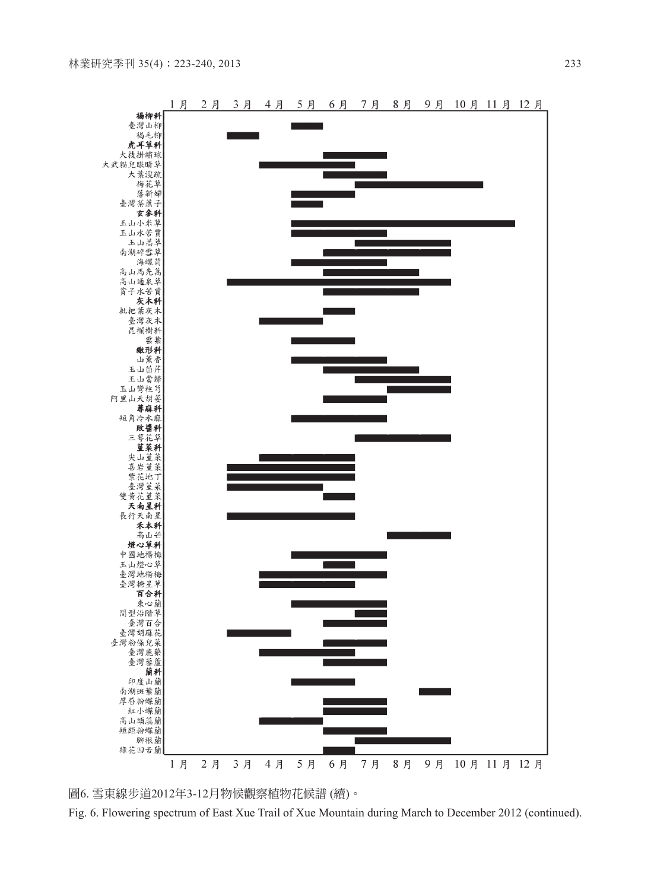| 科 / 植物 | 1月 | 2月 | 3月 | 4月 | 5月 | 6月 | 7月 | 8月 | 9月 | 10月 | 11月 | 12月 |
|---|---|---|---|---|---|---|---|---|---|---|---|---|
| **楊柳科** | | | | | | | | | | | | |
| 臺灣山柳 | | | | | ■ | | | | | | | |
| 褐毛柳 | | | ■ | | | | | | | | | |
| **虎耳草科** | | | | | | | | | | | | |
| 大枝掛繡球 | | | | | | ■ | ■ | | | | | |
| 大武貓兒眼睛草 | | | | ■ | ■ | ■ | | | | | | |
| 大葉溲疏 | | | | | | ■ | ■ | | | | | |
| 梅花草 | | | | | | | ■ | ■ | ■ | ■ | | |
| 落新婦 | | | | | ■ | ■ | | | | | | |
| 臺灣茶藨子 | | | | | ■ | | | | | | | |
| **玄參科** | | | | | | | | | | | | |
| 玉山小米草 | | | | | ■ | ■ | ■ | ■ | ■ | ■ | ■ | |
| 玉山水苦賈 | | | | | ■ | ■ | ■ | | | | | |
| 玉山蒿草 | | | | | | | ■ | ■ | ■ | | | |
| 南湖碎雪草 | | | | | | ■ | ■ | ■ | ■ | | | |
| 海螺菊 | | | | | ■ | ■ | ■ | | | | | |
| 高山馬先蒿 | | | | | | ■ | ■ | ■ | | | | |
| 高山通泉草 | | | ■ | ■ | ■ | ■ | ■ | ■ | ■ | | | |
| 貧子水苦賈 | | | | | | ■ | ■ | ■ | | | | |
| **灰木科** | | | | | | | | | | | | |
| 枇杷葉灰木 | | | | | | ■ | | | | | | |
| 臺灣灰木 | | | | ■ | ■ | | | | | | | |
| **昆欄樹科** | | | | | | | | | | | | |
| 雲葉 | | | | | ■ | ■ | | | | | | |
| **繖形科** | | | | | | | | | | | | |
| 山薰香 | | | | | ■ | ■ | ■ | | | | | |
| 玉山茴芹 | | | | | | ■ | ■ | ■ | | | | |
| 玉山當歸 | | | | | | | ■ | ■ | ■ | | | |
| 玉山彎柱芎 | | | | | | | | ■ | ■ | | | |
| 阿里山天胡荽 | | | | | | ■ | ■ | | | | | |
| **蕁麻科** | | | | | | | | | | | | |
| 短角冷水麻 | | | | | ■ | ■ | ■ | | | | | |
| **敗醬科** | | | | | | | | | | | | |
| 三萼花草 | | | | | | | ■ | ■ | ■ | | | |
| **堇菜科** | | | | | | | | | | | | |
| 尖山堇菜 | | | | ■ | ■ | ■ | | | | | | |
| 喜岩堇菜 | | | ■ | ■ | ■ | ■ | | | | | | |
| 紫花地丁 | | | ■ | ■ | ■ | ■ | | | | | | |
| 臺灣堇菜 | | | ■ | ■ | ■ | | | | | | | |
| 雙黃花堇菜 | | | | | | ■ | | | | | | |
| **天南星科** | | | | | | | | | | | | |
| 長行天南星 | | | ■ | ■ | ■ | ■ | | | | | | |
| **禾本科** | | | | | | | | | | | | |
| 高山芒 | | | | | | | | ■ | ■ | | | |
| **燈心草科** | | | | | | | | | | | | |
| 中國地楊梅 | | | | | ■ | ■ | ■ | | | | | |
| 玉山燈心草 | | | | | | ■ | | | | | | |
| 臺灣地楊梅 | | | | ■ | ■ | ■ | ■ | | | | | |
| 臺灣糠星草 | | | | ■ | ■ | ■ | | | | | | |
| **百合科** | | | | | | | | | | | | |
| 束心蘭 | | | | | ■ | ■ | ■ | | | | | |
| 闊梨沿階草 | | | | | | | ■ | | | | | |
| 臺灣百合 | | | | | | ■ | ■ | | | | | |
| 臺灣胡麻花 | | | ■ | ■ | | | | | | | | |
| 臺灣粉條兒菜 | | | | | | ■ | ■ | | | | | |
| 臺灣鹿藥 | | | | ■ | ■ | ■ | | | | | | |
| 臺灣藜蘆 | | | | | | ■ | ■ | | | | | |
| **蘭科** | | | | | | | | | | | | |
| 印度山蘭 | | | | | ■ | ■ | | | | | | |
| 南湖斑葉蘭 | | | | | | | | | ■ | | | |
| 厚唇粉蝶蘭 | | | | | | ■ | ■ | | | | | |
| 紅小蝶蘭 | | | | | | ■ | ■ | | | | | |
| 高山頭蕊蘭 | | | | ■ | ■ | | | | | | | |
| 短距粉蝶蘭 | | | | | | ■ | ■ | | | | | |
| 腳根蘭 | | | | | | | ■ | ■ | ■ | | | |
| 綠花凹舌蘭 | | | | | | ■ | | | | | | |

圖6. 雪東線步道2012年3-12月物候觀察植物花候譜 (續)。

Fig. 6. Flowering spectrum of East Xue Trail of Xue Mountain during March to December 2012 (continued).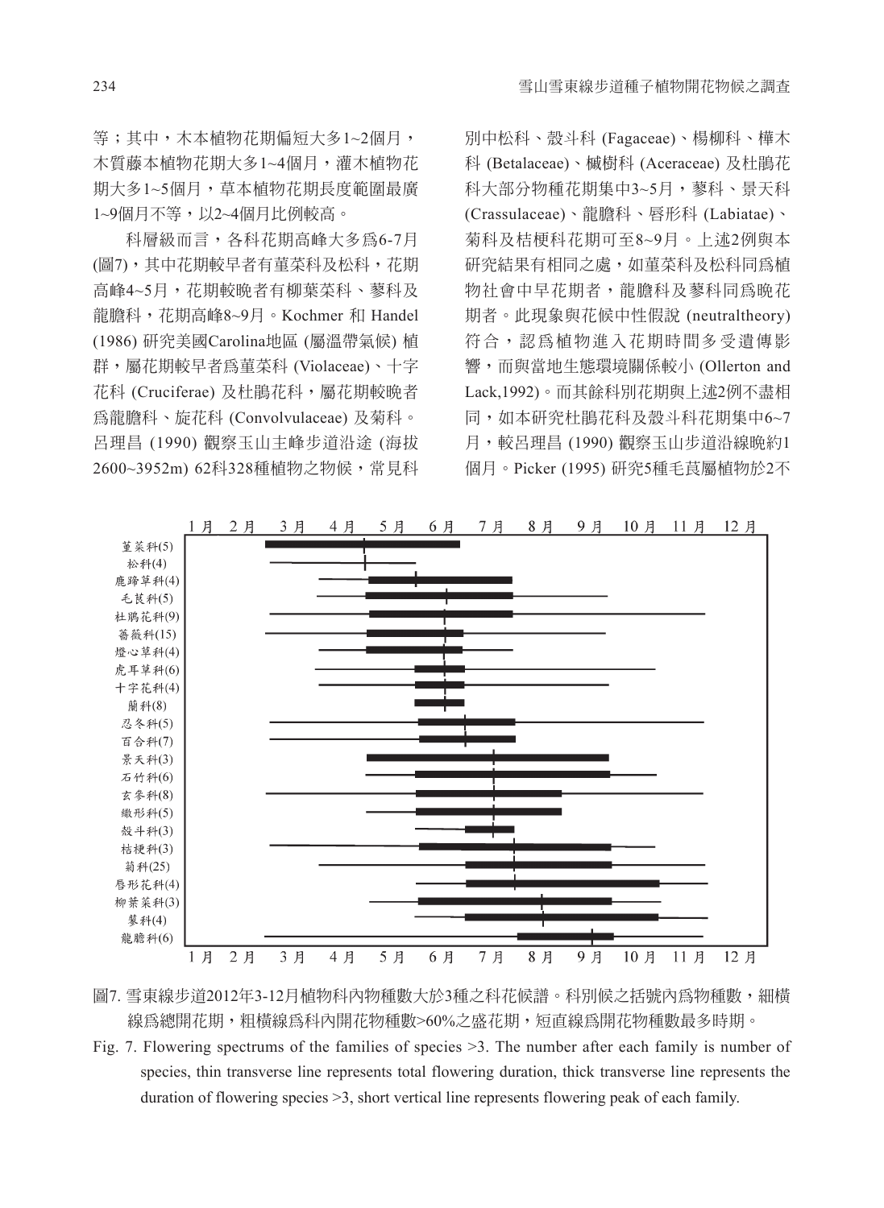等；其中，木本植物花期偏短大多1~2個月，木質藤本植物花期大多1~4個月，灌木植物花期大多1~5個月，草本植物花期長度範圍最廣1~9個月不等，以2~4個月比例較高。

科層級而言，各科花期高峰大多爲6-7月(圖7)，其中花期較早者有堇菜科及松科，花期高峰4~5月，花期較晚者有柳葉菜科、蓼科及龍膽科，花期高峰8~9月。Kochmer 和 Handel (1986) 研究美國Carolina地區 (屬溫帶氣候) 植群，屬花期較早者爲堇菜科 (Violaceae)、十字花科 (Cruciferae) 及杜鵑花科，屬花期較晚者爲龍膽科、旋花科 (Convolvulaceae) 及菊科。呂理昌 (1990) 觀察玉山主峰步道沿途 (海拔2600~3952m) 62科328種植物之物候，常見科別中松科、殼斗科 (Fagaceae)、楊柳科、樺木科 (Betalaceae)、槭樹科 (Aceraceae) 及杜鵑花科大部分物種花期集中3~5月，蓼科、景天科 (Crassulaceae)、龍膽科、唇形科 (Labiatae)、菊科及桔梗科花期可至8~9月。上述2例與本研究結果有相同之處，如堇菜科及松科同爲植物社會中早花期者，龍膽科及蓼科同爲晚花期者。此現象與花候中性假說 (neutraltheory) 符合，認爲植物進入花期時間多受遺傳影響，而與當地生態環境關係較小 (Ollerton and Lack,1992)。而其餘科別花期與上述2例不盡相同，如本研究杜鵑花科及殼斗科花期集中6~7月，較呂理昌 (1990) 觀察玉山步道沿線晚約1個月。Picker (1995) 研究5種毛茛屬植物於2不

圖7. 雪東線步道2012年3-12月植物科內物種數大於3種之科花候譜。科別候之括號內爲物種數，細橫線爲總開花期，粗橫線爲科內開花物種數>60%之盛花期，短直線爲開花物種數最多時期。

Fig. 7. Flowering spectrums of the families of species >3. The number after each family is number of species, thin transverse line represents total flowering duration, thick transverse line represents the duration of flowering species >3, short vertical line represents flowering peak of each family.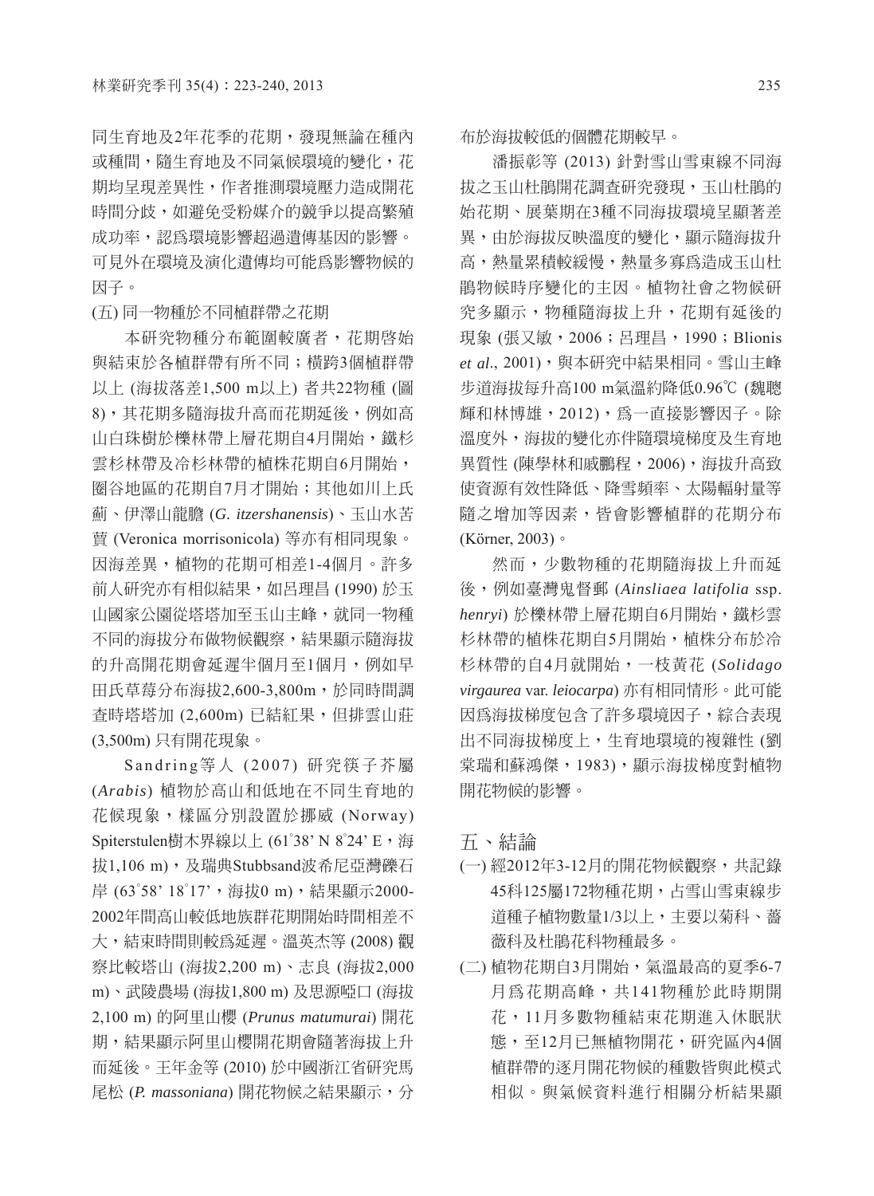同生育地及2年花季的花期，發現無論在種內或種間，隨生育地及不同氣候環境的變化，花期均呈現差異性，作者推測環境壓力造成開花時間分歧，如避免受粉媒介的競爭以提高繁殖成功率，認爲環境影響超過遺傳基因的影響。可見外在環境及演化遺傳均可能爲影響物候的因子。

(五) 同一物種於不同植群帶之花期

本研究物種分布範圍較廣者，花期啓始與結束於各植群帶有所不同；橫跨3個植群帶以上 (海拔落差1,500 m以上) 者共22物種 (圖8)，其花期多隨海拔升高而花期延後，例如高山白珠樹於櫟林帶上層花期自4月開始，鐵杉雲杉林帶及冷杉林帶的植株花期自6月開始，圈谷地區的花期自7月才開始；其他如川上氏薊、伊澤山龍膽 (*G. itzershanensis*)、玉山水苦蕒 (Veronica morrisonicola) 等亦有相同現象。因海差異，植物的花期可相差1-4個月。許多前人研究亦有相似結果，如呂理昌 (1990) 於玉山國家公園從塔塔加至玉山主峰，就同一物種不同的海拔分布做物候觀察，結果顯示隨海拔的升高開花期會延遲半個月至1個月，例如早田氏草莓分布海拔2,600-3,800m，於同時間調查時塔塔加 (2,600m) 已結紅果，但排雲山莊 (3,500m) 只有開花現象。

Sandring等人 (2007) 研究筷子芥屬 (*Arabis*) 植物於高山和低地在不同生育地的花候現象，樣區分別設置於挪威 (Norway) Spiterstulen樹木界線以上 (61˚38’ N 8˚24’ E，海拔1,106 m)，及瑞典Stubbsand波希尼亞灣礫石岸 (63˚58’ 18˚17’，海拔0 m)，結果顯示2000-2002年間高山較低地族群花期開始時間相差不大，結束時間則較爲延遲。溫英杰等 (2008) 觀察比較塔山 (海拔2,200 m)、志良 (海拔2,000 m)、武陵農場 (海拔1,800 m) 及思源啞口 (海拔2,100 m) 的阿里山櫻 (*Prunus matumurai*) 開花期，結果顯示阿里山櫻開花期會隨著海拔上升而延後。王年金等 (2010) 於中國浙江省研究馬尾松 (*P. massoniana*) 開花物候之結果顯示，分布於海拔較低的個體花期較早。

潘振彰等 (2013) 針對雪山雪東線不同海拔之玉山杜鵑開花調查研究發現，玉山杜鵑的始花期、展葉期在3種不同海拔環境呈顯著差異，由於海拔反映溫度的變化，顯示隨海拔升高，熱量累積較緩慢，熱量多寡爲造成玉山杜鵑物候時序變化的主因。植物社會之物候研究多顯示，物種隨海拔上升，花期有延後的現象 (張又敏，2006；呂理昌，1990；Blionis *et al*., 2001)，與本研究中結果相同。雪山主峰步道海拔每升高100 m氣溫約降低0.96℃ (魏聰輝和林博雄，2012)，爲一直接影響因子。除溫度外，海拔的變化亦伴隨環境梯度及生育地異質性 (陳學林和戚鵬程，2006)，海拔升高致使資源有效性降低、降雪頻率、太陽輻射量等隨之增加等因素，皆會影響植群的花期分布 (Körner, 2003)。

然而，少數物種的花期隨海拔上升而延後，例如臺灣鬼督郵 (*Ainsliaea latifolia* ssp. *henryi*) 於櫟林帶上層花期自6月開始，鐵杉雲杉林帶的植株花期自5月開始，植株分布於冷杉林帶的自4月就開始，一枝黃花 (*Solidago virgaurea* var. *leiocarpa*) 亦有相同情形。此可能因爲海拔梯度包含了許多環境因子，綜合表現出不同海拔梯度上，生育地環境的複雜性 (劉棠瑞和蘇鴻傑，1983)，顯示海拔梯度對植物開花物候的影響。

## 五、結論

(一) 經2012年3-12月的開花物候觀察，共記錄45科125屬172物種花期，占雪山雪東線步道種子植物數量1/3以上，主要以菊科、薔薇科及杜鵑花科物種最多。

(二) 植物花期自3月開始，氣溫最高的夏季6-7月爲花期高峰，共141物種於此時期開花，11月多數物種結束花期進入休眠狀態，至12月已無植物開花，研究區內4個植群帶的逐月開花物候的種數皆與此模式相似。與氣候資料進行相關分析結果顯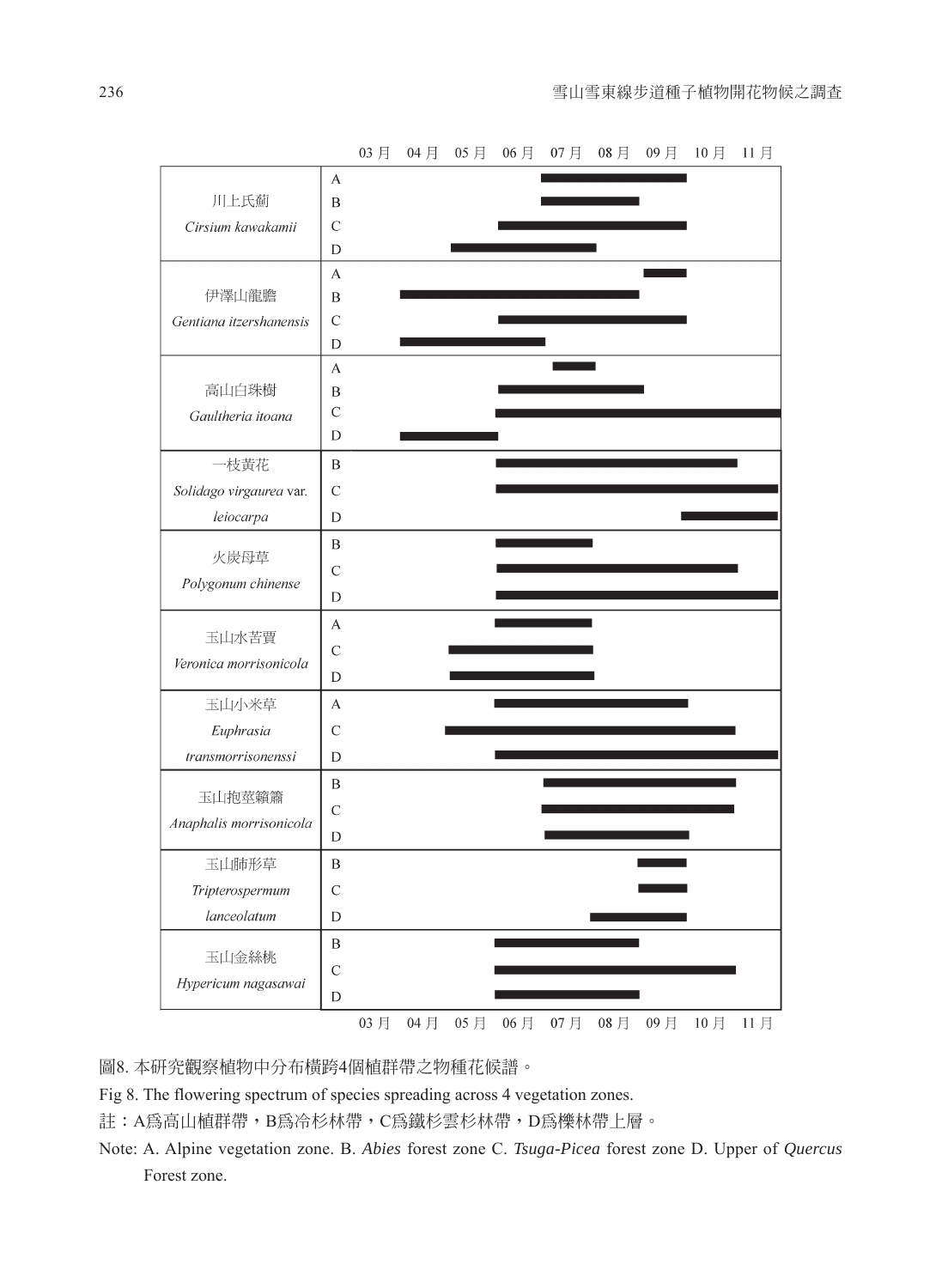圖8. 本研究觀察植物中分布橫跨4個植群帶之物種花候譜。

Fig 8. The flowering spectrum of species spreading across 4 vegetation zones.

註：A爲高山植群帶，B爲冷杉林帶，C爲鐵杉雲杉林帶，D爲櫟林帶上層。

Note: A. Alpine vegetation zone. B. *Abies* forest zone C. *Tsuga-Picea* forest zone D. Upper of *Quercus* Forest zone.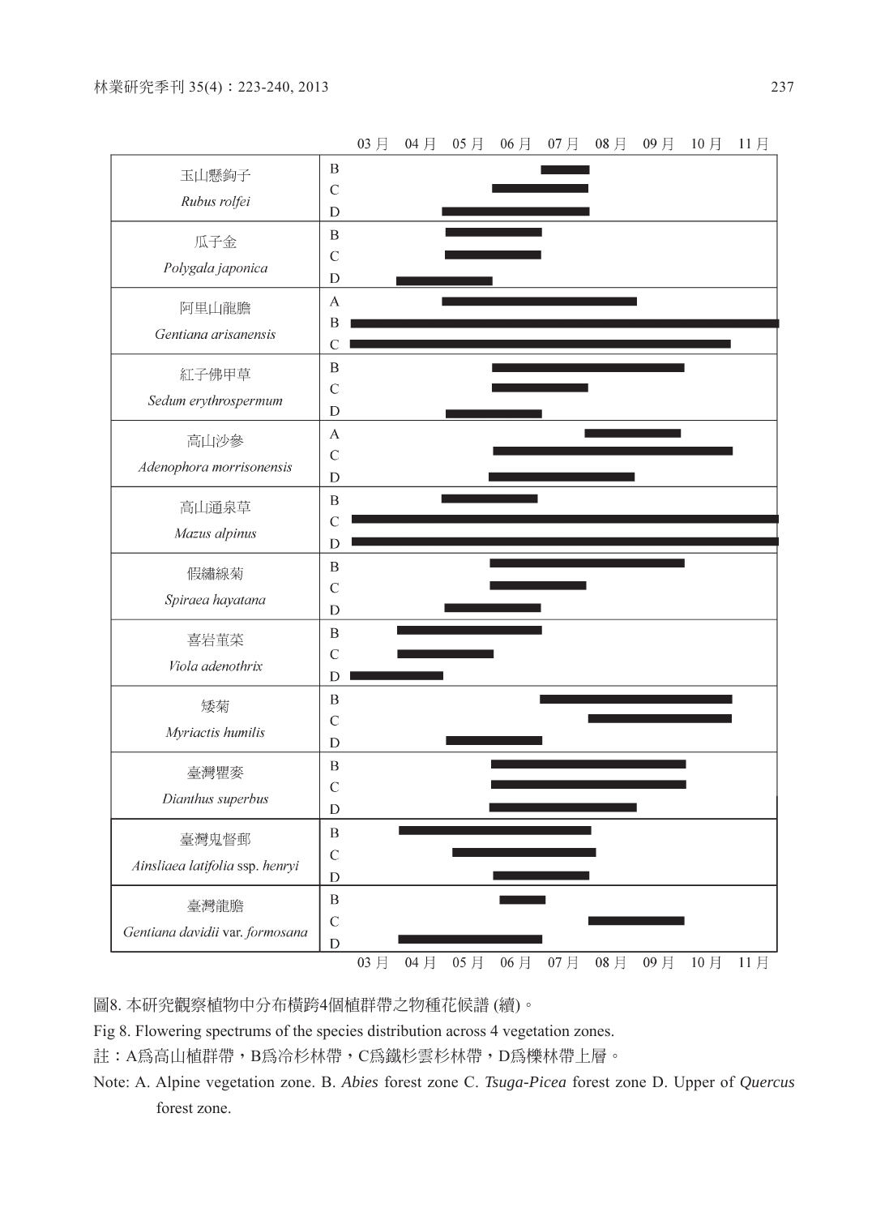| 物種 | 植群帶 |
|---|---|
| 玉山懸鉤子 *Rubus rolfei* | B, C, D |
| 瓜子金 *Polygala japonica* | B, C, D |
| 阿里山龍膽 *Gentiana arisanensis* | A, B, C |
| 紅子佛甲草 *Sedum erythrospermum* | B, C, D |
| 高山沙參 *Adenophora morrisonensis* | A, C, D |
| 高山通泉草 *Mazus alpinus* | B, C, D |
| 假繡線菊 *Spiraea hayatana* | B, C, D |
| 喜岩堇菜 *Viola adenothrix* | B, C, D |
| 矮菊 *Myriactis humilis* | B, C, D |
| 臺灣瞿麥 *Dianthus superbus* | B, C, D |
| 臺灣鬼督郵 *Ainsliaea latifolia* ssp. *henryi* | B, C, D |
| 臺灣龍膽 *Gentiana davidii* var. *formosana* | B, C, D |

03月 04月 05月 06月 07月 08月 09月 10月 11月

圖8. 本研究觀察植物中分布橫跨4個植群帶之物種花候譜 (續)。

Fig 8. Flowering spectrums of the species distribution across 4 vegetation zones.

註：A爲高山植群帶，B爲冷杉林帶，C爲鐵杉雲杉林帶，D爲櫟林帶上層。

Note: A. Alpine vegetation zone. B. *Abies* forest zone C. *Tsuga-Picea* forest zone D. Upper of *Quercus* forest zone.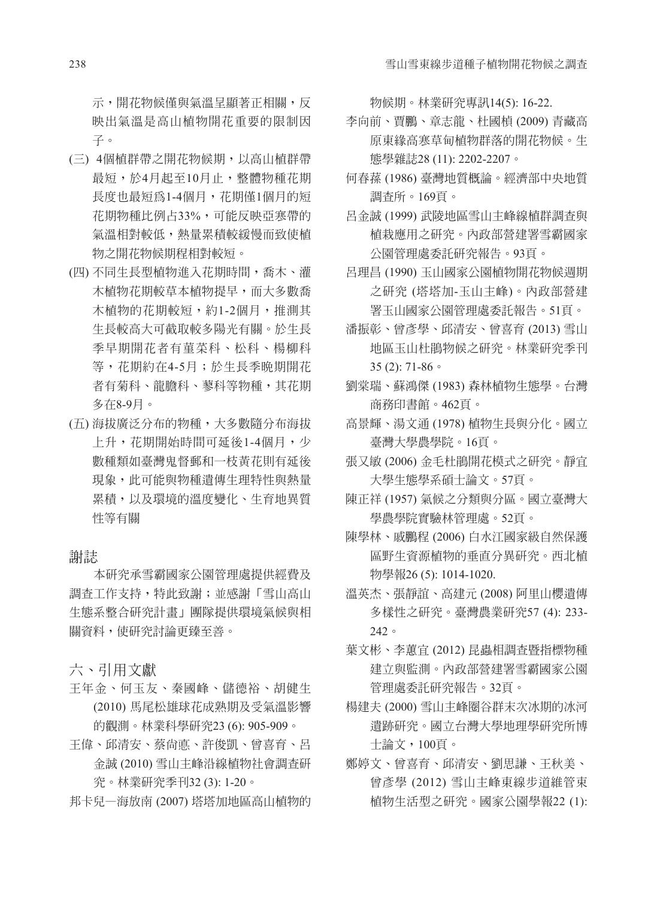示，開花物候僅與氣溫呈顯著正相關，反映出氣溫是高山植物開花重要的限制因子。

(三) 4個植群帶之開花物候期，以高山植群帶最短，於4月起至10月止，整體物種花期長度也最短為1-4個月，花期僅1個月的短花期物種比例占33%，可能反映亞寒帶的氣溫相對較低，熱量累積較緩慢而致使植物之開花物候期程相對較短。

(四) 不同生長型植物進入花期時間，喬木、灌木植物花期較草本植物提早，而大多數喬木植物的花期較短，約1-2個月，推測其生長較高大可截取較多陽光有關。於生長季早期開花者有堇菜科、松科、楊柳科等，花期約在4-5月；於生長季晚期開花者有菊科、龍膽科、蓼科等物種，其花期多在8-9月。

(五) 海拔廣泛分布的物種，大多數隨分布海拔上升，花期開始時間可延後1-4個月，少數種類如臺灣鬼督郵和一枝黃花則有延後現象，此可能與物種遺傳生理特性與熱量累積，以及環境的溫度變化、生育地異質性等有關

## 謝誌

本研究承雪霸國家公園管理處提供經費及調查工作支持，特此致謝；並感謝「雪山高山生態系整合研究計畫」團隊提供環境氣候與相關資料，使研究討論更臻至善。

## 六、引用文獻

王年金、何玉友、秦國峰、儲德裕、胡健生 (2010) 馬尾松雄球花成熟期及受氣溫影響的觀測。林業科學研究23 (6): 905-909。

王偉、邱清安、蔡尚悳、許俊凱、曾喜育、呂金誠 (2010) 雪山主峰沿線植物社會調查研究。林業研究季刊32 (3): 1-20。

邦卡兒—海放南 (2007) 塔塔加地區高山植物的物候期。林業研究專訊14(5): 16-22.

李向前、賈鵬、章志龍、杜國楨 (2009) 青藏高原東緣高寒草甸植物群落的開花物候。生態學雜誌28 (11): 2202-2207。

何春蓀 (1986) 臺灣地質概論。經濟部中央地質調查所。169頁。

呂金誠 (1999) 武陵地區雪山主峰線植群調查與植栽應用之研究。內政部營建署雪霸國家公園管理處委託研究報告。93頁。

呂理昌 (1990) 玉山國家公園植物開花物候週期之研究 (塔塔加-玉山主峰)。內政部營建署玉山國家公園管理處委託報告。51頁。

潘振彰、曾彥學、邱清安、曾喜育 (2013) 雪山地區玉山杜鵑物候之研究。林業研究季刊35 (2): 71-86。

劉棠瑞、蘇鴻傑 (1983) 森林植物生態學。台灣商務印書館。462頁。

高景輝、湯文通 (1978) 植物生長與分化。國立臺灣大學農學院。16頁。

張又敏 (2006) 金毛杜鵑開花模式之研究。靜宜大學生態學系碩士論文。57頁。

陳正祥 (1957) 氣候之分類與分區。國立臺灣大學農學院實驗林管理處。52頁。

陳學林、戚鵬程 (2006) 白水江國家級自然保護區野生資源植物的垂直分異研究。西北植物學報26 (5): 1014-1020.

溫英杰、張靜誼、高建元 (2008) 阿里山櫻遺傳多樣性之研究。臺灣農業研究57 (4): 233-242。

葉文彬、李蕙宜 (2012) 昆蟲相調查暨指標物種建立與監測。內政部營建署雪霸國家公園管理處委託研究報告。32頁。

楊建夫 (2000) 雪山主峰圈谷群末次冰期的冰河遺跡研究。國立台灣大學地理學研究所博士論文，100頁。

鄭婷文、曾喜育、邱清安、劉思謙、王秋美、曾彥學 (2012) 雪山主峰東線步道維管束植物生活型之研究。國家公園學報22 (1):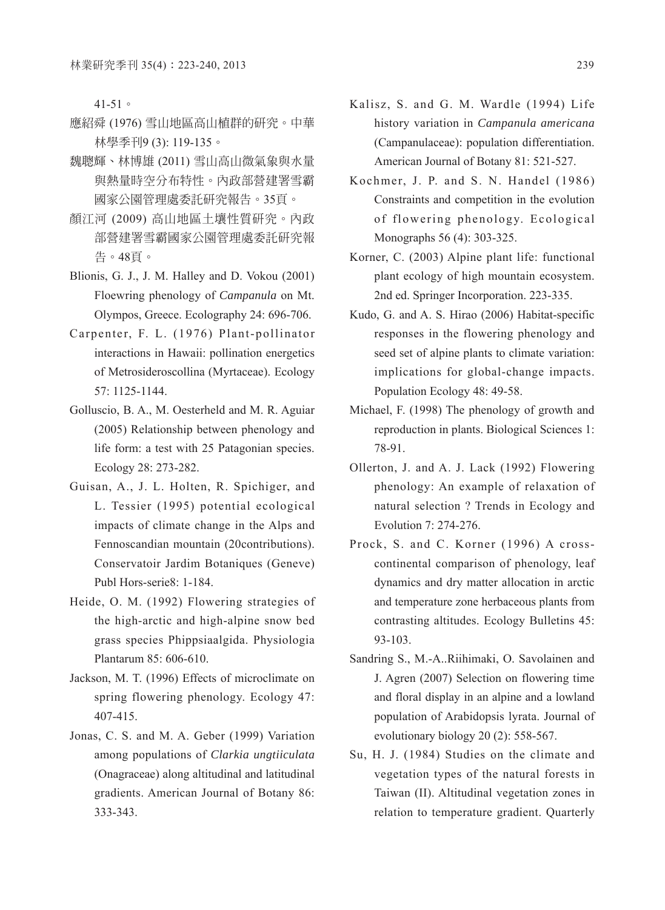41-51。

應紹舜 (1976) 雪山地區高山植群的研究。中華林學季刊9 (3): 119-135。

魏聰輝、林博雄 (2011) 雪山高山微氣象與水量與熱量時空分布特性。內政部營建署雪霸國家公園管理處委託研究報告。35頁。

顏江河 (2009) 高山地區土壤性質研究。內政部營建署雪霸國家公園管理處委託研究報告。48頁。

Blionis, G. J., J. M. Halley and D. Vokou (2001) Floewring phenology of *Campanula* on Mt. Olympos, Greece. Ecolography 24: 696-706.

Carpenter, F. L. (1976) Plant-pollinator interactions in Hawaii: pollination energetics of Metrosideroscollina (Myrtaceae). Ecology 57: 1125-1144.

Golluscio, B. A., M. Oesterheld and M. R. Aguiar (2005) Relationship between phenology and life form: a test with 25 Patagonian species. Ecology 28: 273-282.

Guisan, A., J. L. Holten, R. Spichiger, and L. Tessier (1995) potential ecological impacts of climate change in the Alps and Fennoscandian mountain (20contributions). Conservatoir Jardim Botaniques (Geneve) Publ Hors-serie8: 1-184.

Heide, O. M. (1992) Flowering strategies of the high-arctic and high-alpine snow bed grass species Phippsiaalgida. Physiologia Plantarum 85: 606-610.

Jackson, M. T. (1996) Effects of microclimate on spring flowering phenology. Ecology 47: 407-415.

Jonas, C. S. and M. A. Geber (1999) Variation among populations of *Clarkia ungtiiculata* (Onagraceae) along altitudinal and latitudinal gradients. American Journal of Botany 86: 333-343.

Kalisz, S. and G. M. Wardle (1994) Life history variation in *Campanula americana* (Campanulaceae): population differentiation. American Journal of Botany 81: 521-527.

Kochmer, J. P. and S. N. Handel (1986) Constraints and competition in the evolution of flowering phenology. Ecological Monographs 56 (4): 303-325.

Korner, C. (2003) Alpine plant life: functional plant ecology of high mountain ecosystem. 2nd ed. Springer Incorporation. 223-335.

Kudo, G. and A. S. Hirao (2006) Habitat-specific responses in the flowering phenology and seed set of alpine plants to climate variation: implications for global-change impacts. Population Ecology 48: 49-58.

Michael, F. (1998) The phenology of growth and reproduction in plants. Biological Sciences 1: 78-91.

Ollerton, J. and A. J. Lack (1992) Flowering phenology: An example of relaxation of natural selection ? Trends in Ecology and Evolution 7: 274-276.

Prock, S. and C. Korner (1996) A cross-continental comparison of phenology, leaf dynamics and dry matter allocation in arctic and temperature zone herbaceous plants from contrasting altitudes. Ecology Bulletins 45: 93-103.

Sandring S., M.-A..Riihimaki, O. Savolainen and J. Agren (2007) Selection on flowering time and floral display in an alpine and a lowland population of Arabidopsis lyrata. Journal of evolutionary biology 20 (2): 558-567.

Su, H. J. (1984) Studies on the climate and vegetation types of the natural forests in Taiwan (II). Altitudinal vegetation zones in relation to temperature gradient. Quarterly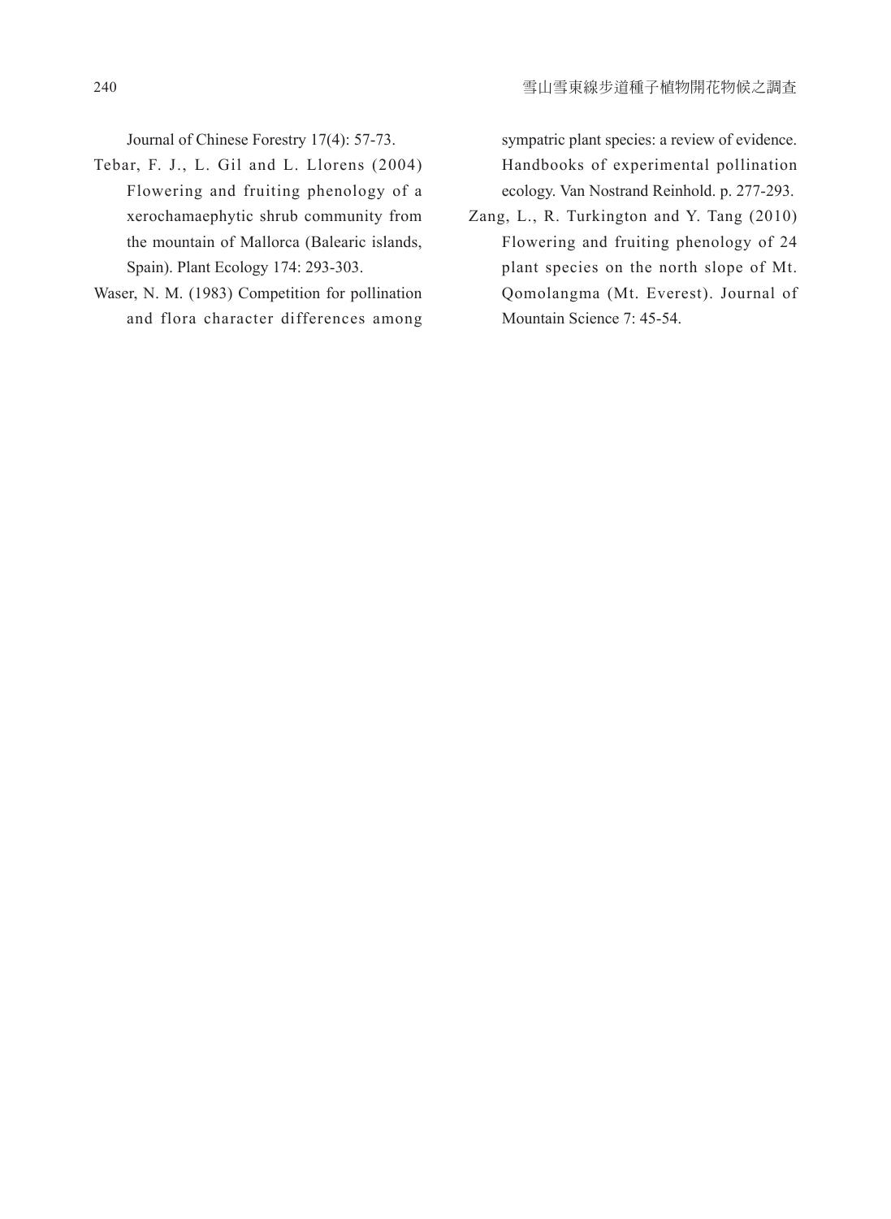Journal of Chinese Forestry 17(4): 57-73.

Tebar, F. J., L. Gil and L. Llorens (2004) Flowering and fruiting phenology of a xerochamaephytic shrub community from the mountain of Mallorca (Balearic islands, Spain). Plant Ecology 174: 293-303.

Waser, N. M. (1983) Competition for pollination and flora character differences among sympatric plant species: a review of evidence. Handbooks of experimental pollination ecology. Van Nostrand Reinhold. p. 277-293.

Zang, L., R. Turkington and Y. Tang (2010) Flowering and fruiting phenology of 24 plant species on the north slope of Mt. Qomolangma (Mt. Everest). Journal of Mountain Science 7: 45-54.